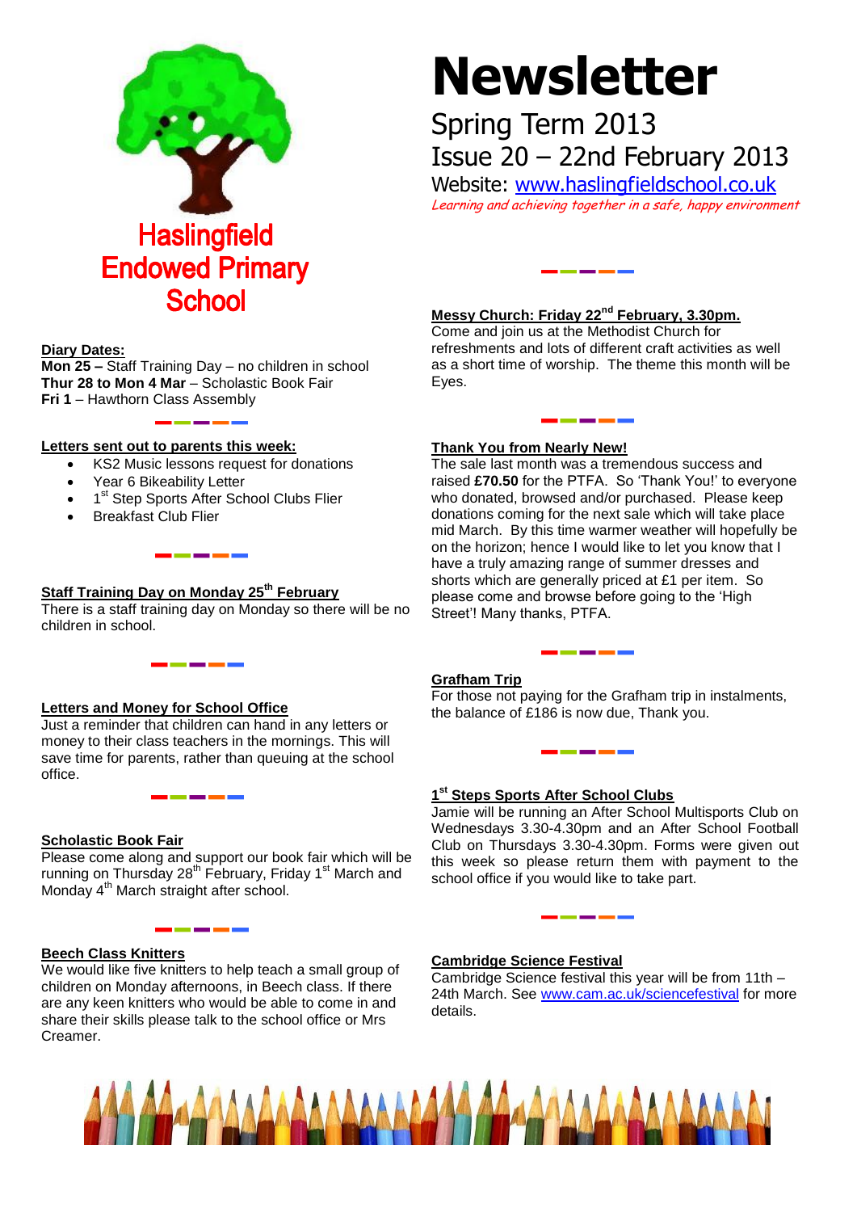# Haslingfield Endowed Primary School

# Newsletter

Spring Term 2013

Issue 20 – 22nd February 2013

Website: www.haslingfieldschool.co.uk

*Learning and achieving together in a safe, happy environment*

## Diary Dates:

**Mon 25 –** Staff Training Day – no children in school
**Thur 28 to Mon 4 Mar** – Scholastic Book Fair
**Fri 1** – Hawthorn Class Assembly

## Letters sent out to parents this week:

- KS2 Music lessons request for donations
- Year 6 Bikeability Letter
- 1st Step Sports After School Clubs Flier
- Breakfast Club Flier

## Staff Training Day on Monday 25th February

There is a staff training day on Monday so there will be no children in school.

## Letters and Money for School Office

Just a reminder that children can hand in any letters or money to their class teachers in the mornings. This will save time for parents, rather than queuing at the school office.

## Scholastic Book Fair

Please come along and support our book fair which will be running on Thursday 28th February, Friday 1st March and Monday 4th March straight after school.

## Beech Class Knitters

We would like five knitters to help teach a small group of children on Monday afternoons, in Beech class. If there are any keen knitters who would be able to come in and share their skills please talk to the school office or Mrs Creamer.

## Messy Church: Friday 22nd February, 3.30pm.

Come and join us at the Methodist Church for refreshments and lots of different craft activities as well as a short time of worship. The theme this month will be Eyes.

## Thank You from Nearly New!

The sale last month was a tremendous success and raised **£70.50** for the PTFA. So 'Thank You!' to everyone who donated, browsed and/or purchased. Please keep donations coming for the next sale which will take place mid March. By this time warmer weather will hopefully be on the horizon; hence I would like to let you know that I have a truly amazing range of summer dresses and shorts which are generally priced at £1 per item. So please come and browse before going to the 'High Street'! Many thanks, PTFA.

## Grafham Trip

For those not paying for the Grafham trip in instalments, the balance of £186 is now due, Thank you.

## 1st Steps Sports After School Clubs

Jamie will be running an After School Multisports Club on Wednesdays 3.30-4.30pm and an After School Football Club on Thursdays 3.30-4.30pm. Forms were given out this week so please return them with payment to the school office if you would like to take part.

## Cambridge Science Festival

Cambridge Science festival this year will be from 11th – 24th March. See www.cam.ac.uk/sciencefestival for more details.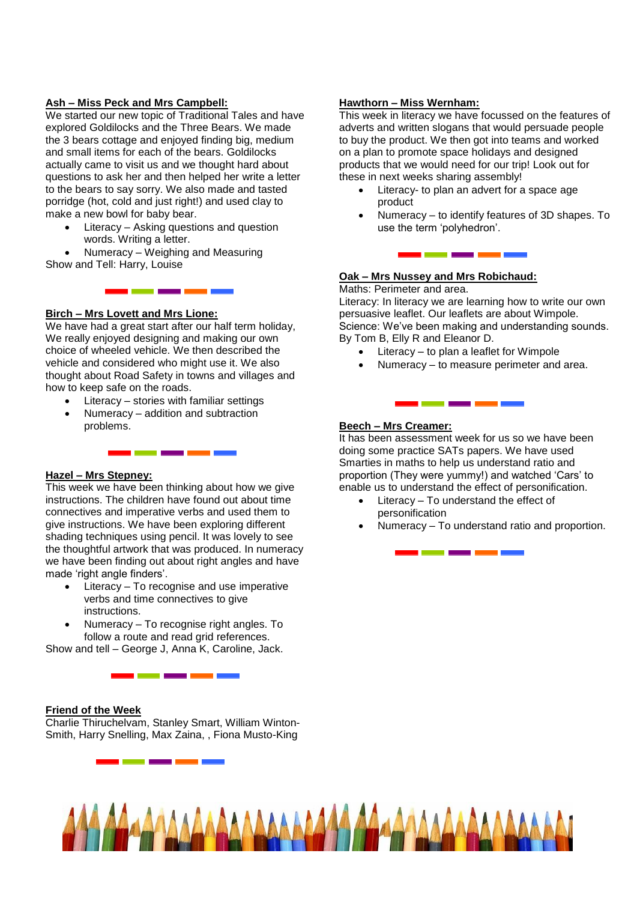## Ash – Miss Peck and Mrs Campbell:

We started our new topic of Traditional Tales and have explored Goldilocks and the Three Bears. We made the 3 bears cottage and enjoyed finding big, medium and small items for each of the bears. Goldilocks actually came to visit us and we thought hard about questions to ask her and then helped her write a letter to the bears to say sorry. We also made and tasted porridge (hot, cold and just right!) and used clay to make a new bowl for baby bear.

- Literacy – Asking questions and question words. Writing a letter.
- Numeracy – Weighing and Measuring

Show and Tell: Harry, Louise

## Birch – Mrs Lovett and Mrs Lione:

We have had a great start after our half term holiday, We really enjoyed designing and making our own choice of wheeled vehicle. We then described the vehicle and considered who might use it. We also thought about Road Safety in towns and villages and how to keep safe on the roads.

- Literacy – stories with familiar settings
- Numeracy – addition and subtraction problems.

## Hazel – Mrs Stepney:

This week we have been thinking about how we give instructions. The children have found out about time connectives and imperative verbs and used them to give instructions. We have been exploring different shading techniques using pencil. It was lovely to see the thoughtful artwork that was produced. In numeracy we have been finding out about right angles and have made 'right angle finders'.

- Literacy – To recognise and use imperative verbs and time connectives to give instructions.
- Numeracy – To recognise right angles. To follow a route and read grid references.

Show and tell – George J, Anna K, Caroline, Jack.

## Friend of the Week

Charlie Thiruchelvam, Stanley Smart, William Winton-Smith, Harry Snelling, Max Zaina, , Fiona Musto-King

## Hawthorn – Miss Wernham:

This week in literacy we have focussed on the features of adverts and written slogans that would persuade people to buy the product. We then got into teams and worked on a plan to promote space holidays and designed products that we would need for our trip! Look out for these in next weeks sharing assembly!

- Literacy- to plan an advert for a space age product
- Numeracy – to identify features of 3D shapes. To use the term 'polyhedron'.

## Oak – Mrs Nussey and Mrs Robichaud:

Maths: Perimeter and area.
Literacy: In literacy we are learning how to write our own persuasive leaflet. Our leaflets are about Wimpole.
Science: We've been making and understanding sounds.
By Tom B, Elly R and Eleanor D.

- Literacy – to plan a leaflet for Wimpole
- Numeracy – to measure perimeter and area.

## Beech – Mrs Creamer:

It has been assessment week for us so we have been doing some practice SATs papers. We have used Smarties in maths to help us understand ratio and proportion (They were yummy!) and watched 'Cars' to enable us to understand the effect of personification.

- Literacy – To understand the effect of personification
- Numeracy – To understand ratio and proportion.